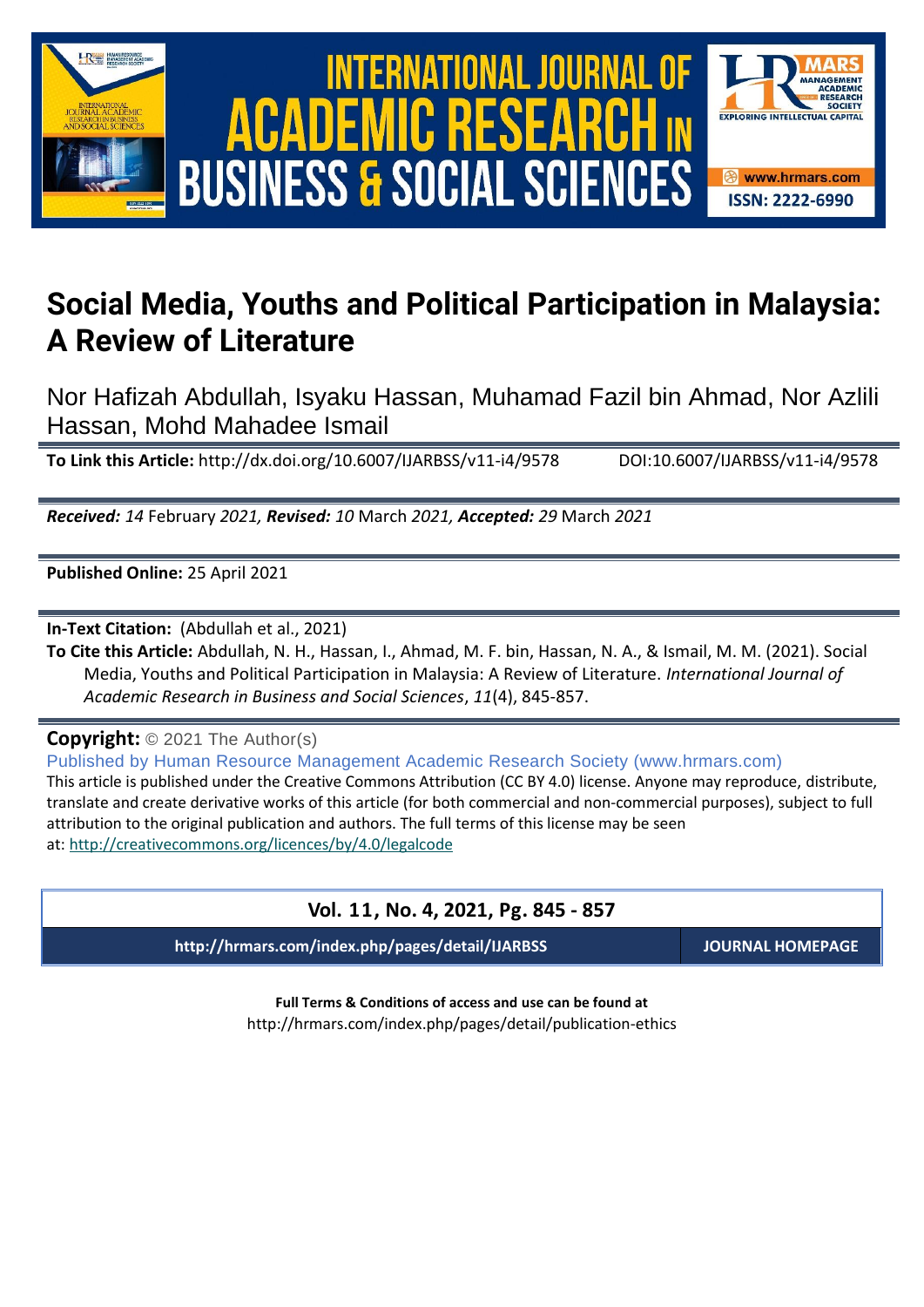# Social Media, Youths and Political Participation in Malaysia: A Review of Literature

Nor Hafizah Abdullah, Isyaku Hassan, Muhamad Fazil bin Ahmad, Nor Azlili Hassan, Mohd Mahadee Ismail

**To Link this Article:** http://dx.doi.org/10.6007/IJARBSS/v11-i4/9578 DOI:10.6007/IJARBSS/v11-i4/9578

***Received:*** *14* February *2021,* ***Revised:*** *10* March *2021,* ***Accepted:*** *29* March *2021*

**Published Online:** 25 April 2021

**In-Text Citation:** (Abdullah et al., 2021)

**To Cite this Article:** Abdullah, N. H., Hassan, I., Ahmad, M. F. bin, Hassan, N. A., & Ismail, M. M. (2021). Social Media, Youths and Political Participation in Malaysia: A Review of Literature. *International Journal of Academic Research in Business and Social Sciences*, *11*(4), 845-857.

**Copyright:** © 2021 The Author(s)

Published by Human Resource Management Academic Research Society (www.hrmars.com)

This article is published under the Creative Commons Attribution (CC BY 4.0) license. Anyone may reproduce, distribute, translate and create derivative works of this article (for both commercial and non-commercial purposes), subject to full attribution to the original publication and authors. The full terms of this license may be seen at: http://creativecommons.org/licences/by/4.0/legalcode

**Vol. 11, No. 4, 2021, Pg. 845 - 857**

**http://hrmars.com/index.php/pages/detail/IJARBSS** **JOURNAL HOMEPAGE**

**Full Terms & Conditions of access and use can be found at**

http://hrmars.com/index.php/pages/detail/publication-ethics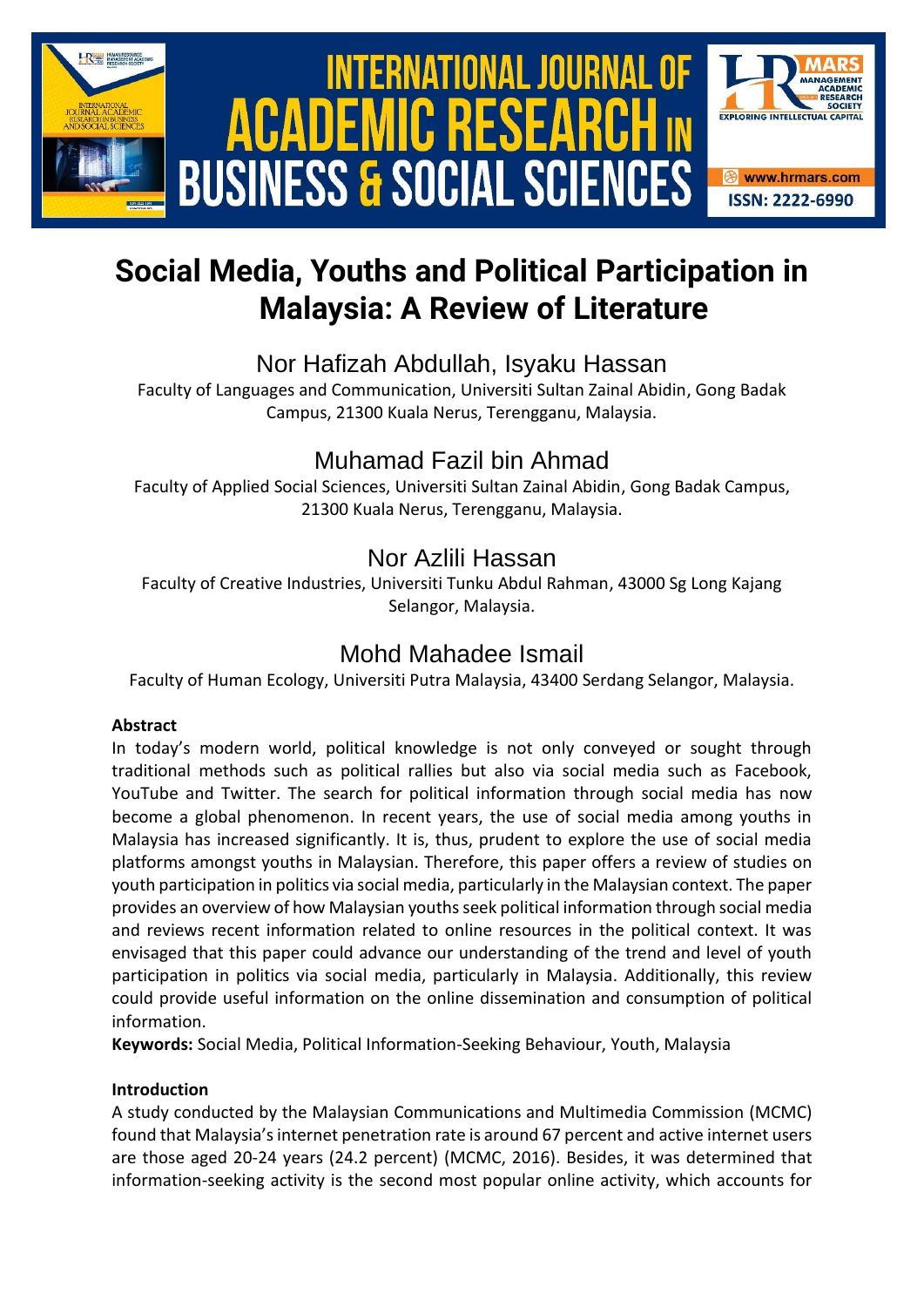# Social Media, Youths and Political Participation in Malaysia: A Review of Literature

## Nor Hafizah Abdullah, Isyaku Hassan

Faculty of Languages and Communication, Universiti Sultan Zainal Abidin, Gong Badak Campus, 21300 Kuala Nerus, Terengganu, Malaysia.

## Muhamad Fazil bin Ahmad

Faculty of Applied Social Sciences, Universiti Sultan Zainal Abidin, Gong Badak Campus, 21300 Kuala Nerus, Terengganu, Malaysia.

## Nor Azlili Hassan

Faculty of Creative Industries, Universiti Tunku Abdul Rahman, 43000 Sg Long Kajang Selangor, Malaysia.

## Mohd Mahadee Ismail

Faculty of Human Ecology, Universiti Putra Malaysia, 43400 Serdang Selangor, Malaysia.

**Abstract**

In today's modern world, political knowledge is not only conveyed or sought through traditional methods such as political rallies but also via social media such as Facebook, YouTube and Twitter. The search for political information through social media has now become a global phenomenon. In recent years, the use of social media among youths in Malaysia has increased significantly. It is, thus, prudent to explore the use of social media platforms amongst youths in Malaysian. Therefore, this paper offers a review of studies on youth participation in politics via social media, particularly in the Malaysian context. The paper provides an overview of how Malaysian youths seek political information through social media and reviews recent information related to online resources in the political context. It was envisaged that this paper could advance our understanding of the trend and level of youth participation in politics via social media, particularly in Malaysia. Additionally, this review could provide useful information on the online dissemination and consumption of political information.

**Keywords:** Social Media, Political Information-Seeking Behaviour, Youth, Malaysia

**Introduction**

A study conducted by the Malaysian Communications and Multimedia Commission (MCMC) found that Malaysia's internet penetration rate is around 67 percent and active internet users are those aged 20-24 years (24.2 percent) (MCMC, 2016). Besides, it was determined that information-seeking activity is the second most popular online activity, which accounts for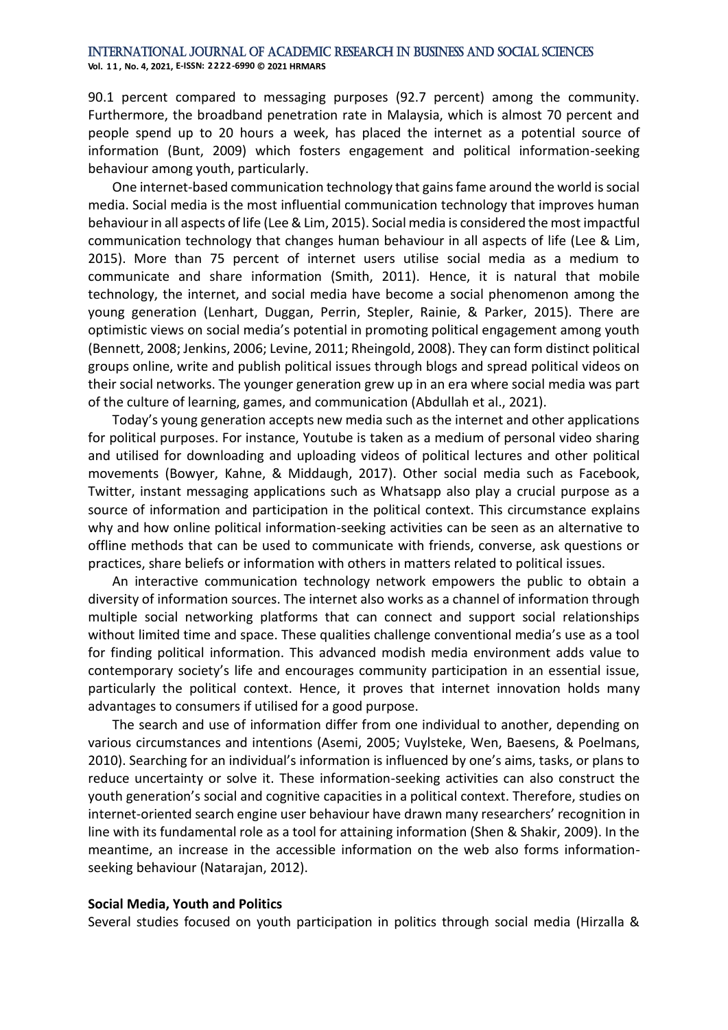90.1 percent compared to messaging purposes (92.7 percent) among the community. Furthermore, the broadband penetration rate in Malaysia, which is almost 70 percent and people spend up to 20 hours a week, has placed the internet as a potential source of information (Bunt, 2009) which fosters engagement and political information-seeking behaviour among youth, particularly.

One internet-based communication technology that gains fame around the world is social media. Social media is the most influential communication technology that improves human behaviour in all aspects of life (Lee & Lim, 2015). Social media is considered the most impactful communication technology that changes human behaviour in all aspects of life (Lee & Lim, 2015). More than 75 percent of internet users utilise social media as a medium to communicate and share information (Smith, 2011). Hence, it is natural that mobile technology, the internet, and social media have become a social phenomenon among the young generation (Lenhart, Duggan, Perrin, Stepler, Rainie, & Parker, 2015). There are optimistic views on social media's potential in promoting political engagement among youth (Bennett, 2008; Jenkins, 2006; Levine, 2011; Rheingold, 2008). They can form distinct political groups online, write and publish political issues through blogs and spread political videos on their social networks. The younger generation grew up in an era where social media was part of the culture of learning, games, and communication (Abdullah et al., 2021).

Today's young generation accepts new media such as the internet and other applications for political purposes. For instance, Youtube is taken as a medium of personal video sharing and utilised for downloading and uploading videos of political lectures and other political movements (Bowyer, Kahne, & Middaugh, 2017). Other social media such as Facebook, Twitter, instant messaging applications such as Whatsapp also play a crucial purpose as a source of information and participation in the political context. This circumstance explains why and how online political information-seeking activities can be seen as an alternative to offline methods that can be used to communicate with friends, converse, ask questions or practices, share beliefs or information with others in matters related to political issues.

An interactive communication technology network empowers the public to obtain a diversity of information sources. The internet also works as a channel of information through multiple social networking platforms that can connect and support social relationships without limited time and space. These qualities challenge conventional media's use as a tool for finding political information. This advanced modish media environment adds value to contemporary society's life and encourages community participation in an essential issue, particularly the political context. Hence, it proves that internet innovation holds many advantages to consumers if utilised for a good purpose.

The search and use of information differ from one individual to another, depending on various circumstances and intentions (Asemi, 2005; Vuylsteke, Wen, Baesens, & Poelmans, 2010). Searching for an individual's information is influenced by one's aims, tasks, or plans to reduce uncertainty or solve it. These information-seeking activities can also construct the youth generation's social and cognitive capacities in a political context. Therefore, studies on internet-oriented search engine user behaviour have drawn many researchers' recognition in line with its fundamental role as a tool for attaining information (Shen & Shakir, 2009). In the meantime, an increase in the accessible information on the web also forms information-seeking behaviour (Natarajan, 2012).

**Social Media, Youth and Politics**

Several studies focused on youth participation in politics through social media (Hirzalla &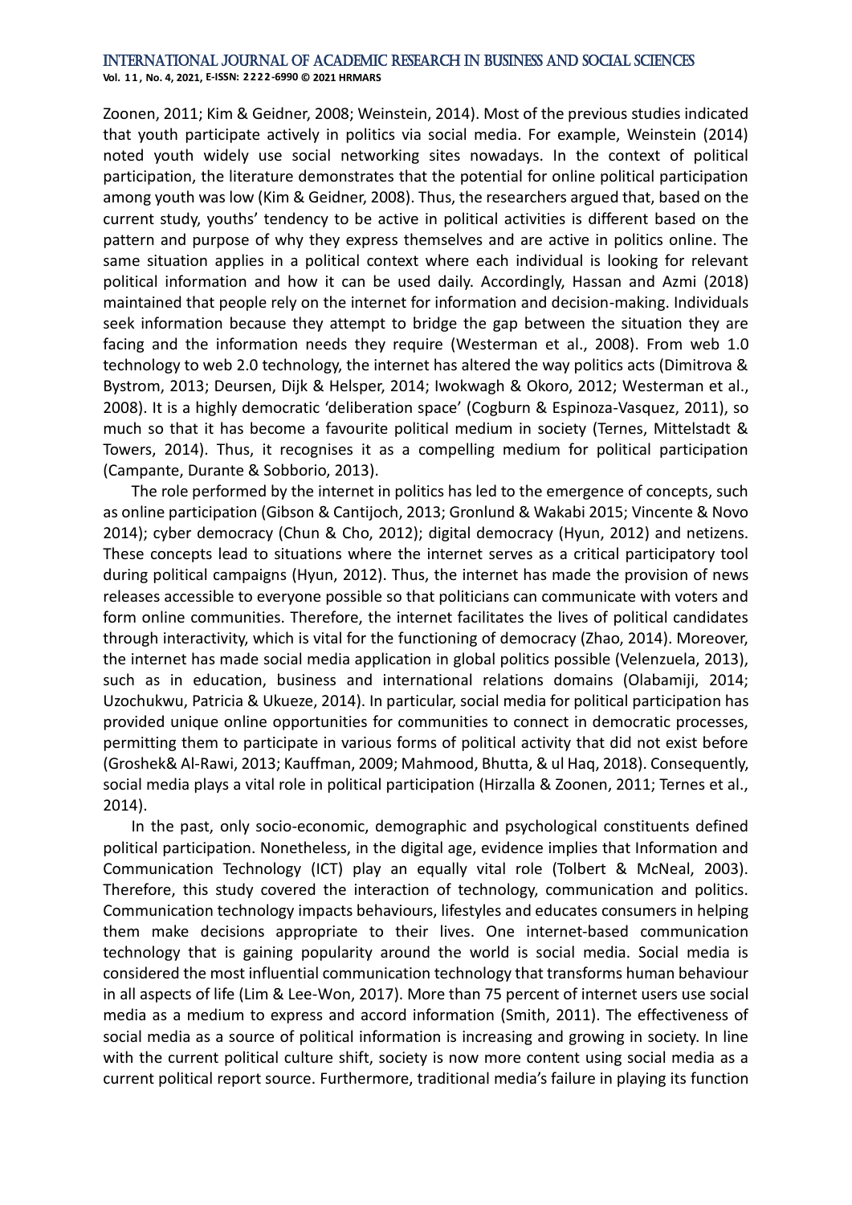Zoonen, 2011; Kim & Geidner, 2008; Weinstein, 2014). Most of the previous studies indicated that youth participate actively in politics via social media. For example, Weinstein (2014) noted youth widely use social networking sites nowadays. In the context of political participation, the literature demonstrates that the potential for online political participation among youth was low (Kim & Geidner, 2008). Thus, the researchers argued that, based on the current study, youths' tendency to be active in political activities is different based on the pattern and purpose of why they express themselves and are active in politics online. The same situation applies in a political context where each individual is looking for relevant political information and how it can be used daily. Accordingly, Hassan and Azmi (2018) maintained that people rely on the internet for information and decision-making. Individuals seek information because they attempt to bridge the gap between the situation they are facing and the information needs they require (Westerman et al., 2008). From web 1.0 technology to web 2.0 technology, the internet has altered the way politics acts (Dimitrova & Bystrom, 2013; Deursen, Dijk & Helsper, 2014; Iwokwagh & Okoro, 2012; Westerman et al., 2008). It is a highly democratic 'deliberation space' (Cogburn & Espinoza-Vasquez, 2011), so much so that it has become a favourite political medium in society (Ternes, Mittelstadt & Towers, 2014). Thus, it recognises it as a compelling medium for political participation (Campante, Durante & Sobborio, 2013).

The role performed by the internet in politics has led to the emergence of concepts, such as online participation (Gibson & Cantijoch, 2013; Gronlund & Wakabi 2015; Vincente & Novo 2014); cyber democracy (Chun & Cho, 2012); digital democracy (Hyun, 2012) and netizens. These concepts lead to situations where the internet serves as a critical participatory tool during political campaigns (Hyun, 2012). Thus, the internet has made the provision of news releases accessible to everyone possible so that politicians can communicate with voters and form online communities. Therefore, the internet facilitates the lives of political candidates through interactivity, which is vital for the functioning of democracy (Zhao, 2014). Moreover, the internet has made social media application in global politics possible (Velenzuela, 2013), such as in education, business and international relations domains (Olabamiji, 2014; Uzochukwu, Patricia & Ukueze, 2014). In particular, social media for political participation has provided unique online opportunities for communities to connect in democratic processes, permitting them to participate in various forms of political activity that did not exist before (Groshek& Al-Rawi, 2013; Kauffman, 2009; Mahmood, Bhutta, & ul Haq, 2018). Consequently, social media plays a vital role in political participation (Hirzalla & Zoonen, 2011; Ternes et al., 2014).

In the past, only socio-economic, demographic and psychological constituents defined political participation. Nonetheless, in the digital age, evidence implies that Information and Communication Technology (ICT) play an equally vital role (Tolbert & McNeal, 2003). Therefore, this study covered the interaction of technology, communication and politics. Communication technology impacts behaviours, lifestyles and educates consumers in helping them make decisions appropriate to their lives. One internet-based communication technology that is gaining popularity around the world is social media. Social media is considered the most influential communication technology that transforms human behaviour in all aspects of life (Lim & Lee-Won, 2017). More than 75 percent of internet users use social media as a medium to express and accord information (Smith, 2011). The effectiveness of social media as a source of political information is increasing and growing in society. In line with the current political culture shift, society is now more content using social media as a current political report source. Furthermore, traditional media's failure in playing its function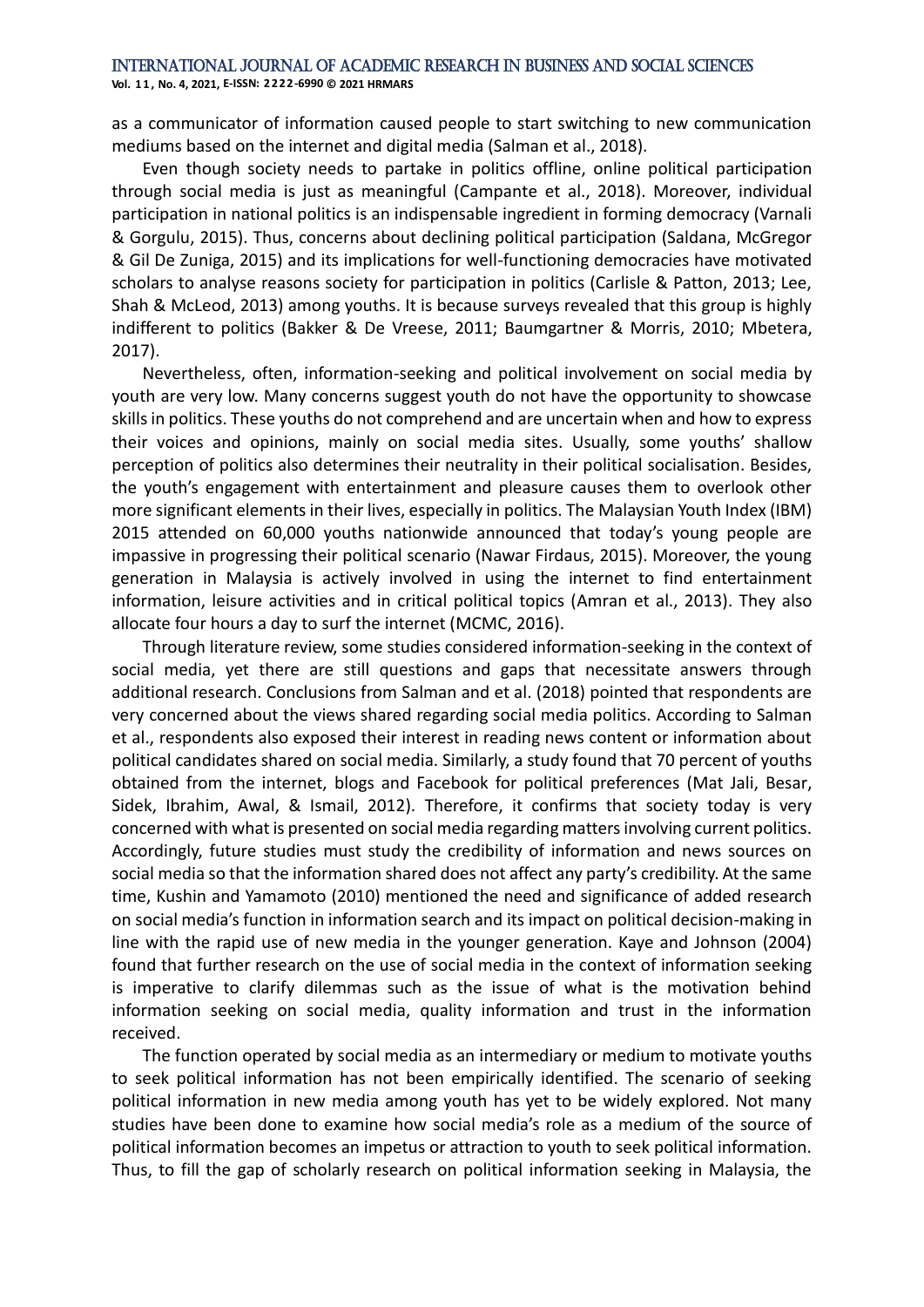as a communicator of information caused people to start switching to new communication mediums based on the internet and digital media (Salman et al., 2018).

Even though society needs to partake in politics offline, online political participation through social media is just as meaningful (Campante et al., 2018). Moreover, individual participation in national politics is an indispensable ingredient in forming democracy (Varnali & Gorgulu, 2015). Thus, concerns about declining political participation (Saldana, McGregor & Gil De Zuniga, 2015) and its implications for well-functioning democracies have motivated scholars to analyse reasons society for participation in politics (Carlisle & Patton, 2013; Lee, Shah & McLeod, 2013) among youths. It is because surveys revealed that this group is highly indifferent to politics (Bakker & De Vreese, 2011; Baumgartner & Morris, 2010; Mbetera, 2017).

Nevertheless, often, information-seeking and political involvement on social media by youth are very low. Many concerns suggest youth do not have the opportunity to showcase skills in politics. These youths do not comprehend and are uncertain when and how to express their voices and opinions, mainly on social media sites. Usually, some youths' shallow perception of politics also determines their neutrality in their political socialisation. Besides, the youth's engagement with entertainment and pleasure causes them to overlook other more significant elements in their lives, especially in politics. The Malaysian Youth Index (IBM) 2015 attended on 60,000 youths nationwide announced that today's young people are impassive in progressing their political scenario (Nawar Firdaus, 2015). Moreover, the young generation in Malaysia is actively involved in using the internet to find entertainment information, leisure activities and in critical political topics (Amran et al., 2013). They also allocate four hours a day to surf the internet (MCMC, 2016).

Through literature review, some studies considered information-seeking in the context of social media, yet there are still questions and gaps that necessitate answers through additional research. Conclusions from Salman and et al. (2018) pointed that respondents are very concerned about the views shared regarding social media politics. According to Salman et al., respondents also exposed their interest in reading news content or information about political candidates shared on social media. Similarly, a study found that 70 percent of youths obtained from the internet, blogs and Facebook for political preferences (Mat Jali, Besar, Sidek, Ibrahim, Awal, & Ismail, 2012). Therefore, it confirms that society today is very concerned with what is presented on social media regarding matters involving current politics. Accordingly, future studies must study the credibility of information and news sources on social media so that the information shared does not affect any party's credibility. At the same time, Kushin and Yamamoto (2010) mentioned the need and significance of added research on social media's function in information search and its impact on political decision-making in line with the rapid use of new media in the younger generation. Kaye and Johnson (2004) found that further research on the use of social media in the context of information seeking is imperative to clarify dilemmas such as the issue of what is the motivation behind information seeking on social media, quality information and trust in the information received.

The function operated by social media as an intermediary or medium to motivate youths to seek political information has not been empirically identified. The scenario of seeking political information in new media among youth has yet to be widely explored. Not many studies have been done to examine how social media's role as a medium of the source of political information becomes an impetus or attraction to youth to seek political information. Thus, to fill the gap of scholarly research on political information seeking in Malaysia, the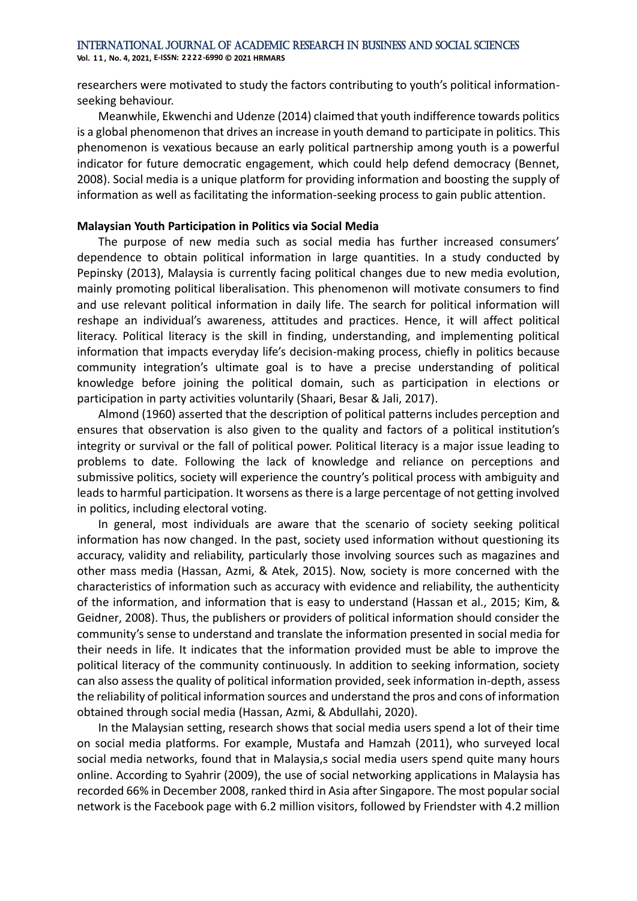researchers were motivated to study the factors contributing to youth's political information-seeking behaviour.

Meanwhile, Ekwenchi and Udenze (2014) claimed that youth indifference towards politics is a global phenomenon that drives an increase in youth demand to participate in politics. This phenomenon is vexatious because an early political partnership among youth is a powerful indicator for future democratic engagement, which could help defend democracy (Bennet, 2008). Social media is a unique platform for providing information and boosting the supply of information as well as facilitating the information-seeking process to gain public attention.

**Malaysian Youth Participation in Politics via Social Media**

The purpose of new media such as social media has further increased consumers' dependence to obtain political information in large quantities. In a study conducted by Pepinsky (2013), Malaysia is currently facing political changes due to new media evolution, mainly promoting political liberalisation. This phenomenon will motivate consumers to find and use relevant political information in daily life. The search for political information will reshape an individual's awareness, attitudes and practices. Hence, it will affect political literacy. Political literacy is the skill in finding, understanding, and implementing political information that impacts everyday life's decision-making process, chiefly in politics because community integration's ultimate goal is to have a precise understanding of political knowledge before joining the political domain, such as participation in elections or participation in party activities voluntarily (Shaari, Besar & Jali, 2017).

Almond (1960) asserted that the description of political patterns includes perception and ensures that observation is also given to the quality and factors of a political institution's integrity or survival or the fall of political power. Political literacy is a major issue leading to problems to date. Following the lack of knowledge and reliance on perceptions and submissive politics, society will experience the country's political process with ambiguity and leads to harmful participation. It worsens as there is a large percentage of not getting involved in politics, including electoral voting.

In general, most individuals are aware that the scenario of society seeking political information has now changed. In the past, society used information without questioning its accuracy, validity and reliability, particularly those involving sources such as magazines and other mass media (Hassan, Azmi, & Atek, 2015). Now, society is more concerned with the characteristics of information such as accuracy with evidence and reliability, the authenticity of the information, and information that is easy to understand (Hassan et al., 2015; Kim, & Geidner, 2008). Thus, the publishers or providers of political information should consider the community's sense to understand and translate the information presented in social media for their needs in life. It indicates that the information provided must be able to improve the political literacy of the community continuously. In addition to seeking information, society can also assess the quality of political information provided, seek information in-depth, assess the reliability of political information sources and understand the pros and cons of information obtained through social media (Hassan, Azmi, & Abdullahi, 2020).

In the Malaysian setting, research shows that social media users spend a lot of their time on social media platforms. For example, Mustafa and Hamzah (2011), who surveyed local social media networks, found that in Malaysia,s social media users spend quite many hours online. According to Syahrir (2009), the use of social networking applications in Malaysia has recorded 66% in December 2008, ranked third in Asia after Singapore. The most popular social network is the Facebook page with 6.2 million visitors, followed by Friendster with 4.2 million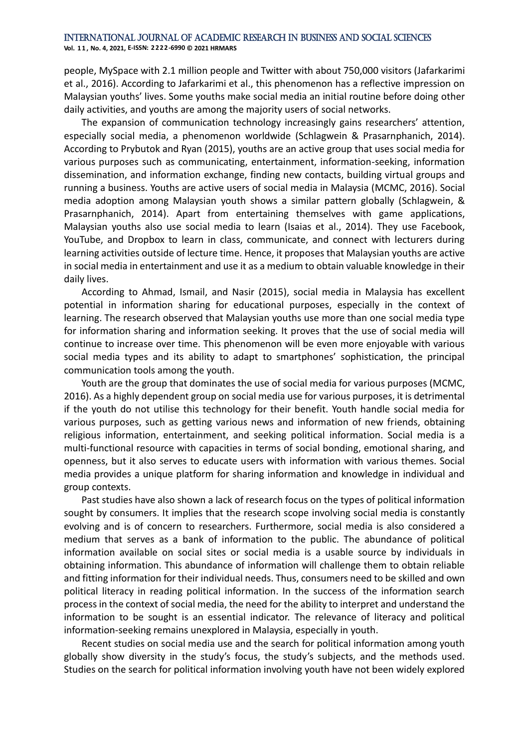people, MySpace with 2.1 million people and Twitter with about 750,000 visitors (Jafarkarimi et al., 2016). According to Jafarkarimi et al., this phenomenon has a reflective impression on Malaysian youths' lives. Some youths make social media an initial routine before doing other daily activities, and youths are among the majority users of social networks.

The expansion of communication technology increasingly gains researchers' attention, especially social media, a phenomenon worldwide (Schlagwein & Prasarnphanich, 2014). According to Prybutok and Ryan (2015), youths are an active group that uses social media for various purposes such as communicating, entertainment, information-seeking, information dissemination, and information exchange, finding new contacts, building virtual groups and running a business. Youths are active users of social media in Malaysia (MCMC, 2016). Social media adoption among Malaysian youth shows a similar pattern globally (Schlagwein, & Prasarnphanich, 2014). Apart from entertaining themselves with game applications, Malaysian youths also use social media to learn (Isaias et al., 2014). They use Facebook, YouTube, and Dropbox to learn in class, communicate, and connect with lecturers during learning activities outside of lecture time. Hence, it proposes that Malaysian youths are active in social media in entertainment and use it as a medium to obtain valuable knowledge in their daily lives.

According to Ahmad, Ismail, and Nasir (2015), social media in Malaysia has excellent potential in information sharing for educational purposes, especially in the context of learning. The research observed that Malaysian youths use more than one social media type for information sharing and information seeking. It proves that the use of social media will continue to increase over time. This phenomenon will be even more enjoyable with various social media types and its ability to adapt to smartphones' sophistication, the principal communication tools among the youth.

Youth are the group that dominates the use of social media for various purposes (MCMC, 2016). As a highly dependent group on social media use for various purposes, it is detrimental if the youth do not utilise this technology for their benefit. Youth handle social media for various purposes, such as getting various news and information of new friends, obtaining religious information, entertainment, and seeking political information. Social media is a multi-functional resource with capacities in terms of social bonding, emotional sharing, and openness, but it also serves to educate users with information with various themes. Social media provides a unique platform for sharing information and knowledge in individual and group contexts.

Past studies have also shown a lack of research focus on the types of political information sought by consumers. It implies that the research scope involving social media is constantly evolving and is of concern to researchers. Furthermore, social media is also considered a medium that serves as a bank of information to the public. The abundance of political information available on social sites or social media is a usable source by individuals in obtaining information. This abundance of information will challenge them to obtain reliable and fitting information for their individual needs. Thus, consumers need to be skilled and own political literacy in reading political information. In the success of the information search process in the context of social media, the need for the ability to interpret and understand the information to be sought is an essential indicator. The relevance of literacy and political information-seeking remains unexplored in Malaysia, especially in youth.

Recent studies on social media use and the search for political information among youth globally show diversity in the study's focus, the study's subjects, and the methods used. Studies on the search for political information involving youth have not been widely explored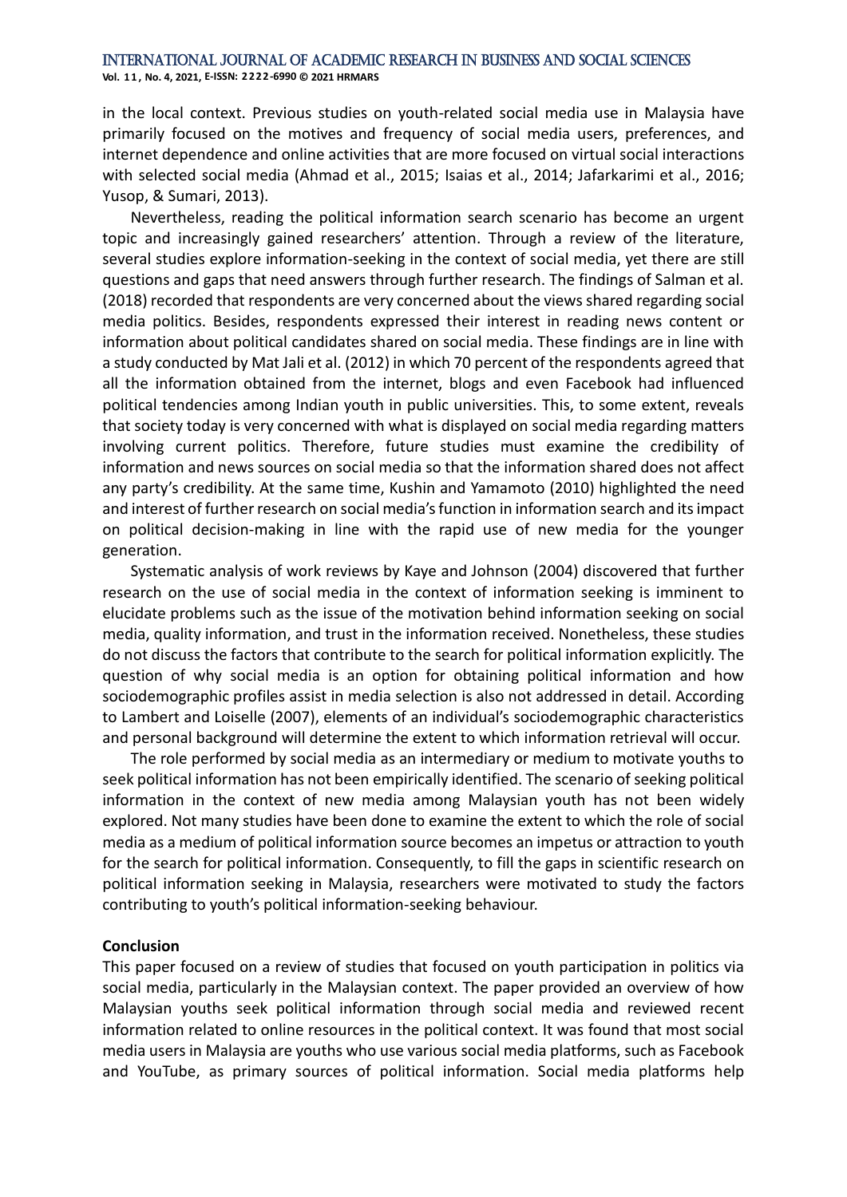in the local context. Previous studies on youth-related social media use in Malaysia have primarily focused on the motives and frequency of social media users, preferences, and internet dependence and online activities that are more focused on virtual social interactions with selected social media (Ahmad et al., 2015; Isaias et al., 2014; Jafarkarimi et al., 2016; Yusop, & Sumari, 2013).

Nevertheless, reading the political information search scenario has become an urgent topic and increasingly gained researchers' attention. Through a review of the literature, several studies explore information-seeking in the context of social media, yet there are still questions and gaps that need answers through further research. The findings of Salman et al. (2018) recorded that respondents are very concerned about the views shared regarding social media politics. Besides, respondents expressed their interest in reading news content or information about political candidates shared on social media. These findings are in line with a study conducted by Mat Jali et al. (2012) in which 70 percent of the respondents agreed that all the information obtained from the internet, blogs and even Facebook had influenced political tendencies among Indian youth in public universities. This, to some extent, reveals that society today is very concerned with what is displayed on social media regarding matters involving current politics. Therefore, future studies must examine the credibility of information and news sources on social media so that the information shared does not affect any party's credibility. At the same time, Kushin and Yamamoto (2010) highlighted the need and interest of further research on social media's function in information search and its impact on political decision-making in line with the rapid use of new media for the younger generation.

Systematic analysis of work reviews by Kaye and Johnson (2004) discovered that further research on the use of social media in the context of information seeking is imminent to elucidate problems such as the issue of the motivation behind information seeking on social media, quality information, and trust in the information received. Nonetheless, these studies do not discuss the factors that contribute to the search for political information explicitly. The question of why social media is an option for obtaining political information and how sociodemographic profiles assist in media selection is also not addressed in detail. According to Lambert and Loiselle (2007), elements of an individual's sociodemographic characteristics and personal background will determine the extent to which information retrieval will occur.

The role performed by social media as an intermediary or medium to motivate youths to seek political information has not been empirically identified. The scenario of seeking political information in the context of new media among Malaysian youth has not been widely explored. Not many studies have been done to examine the extent to which the role of social media as a medium of political information source becomes an impetus or attraction to youth for the search for political information. Consequently, to fill the gaps in scientific research on political information seeking in Malaysia, researchers were motivated to study the factors contributing to youth's political information-seeking behaviour.

## Conclusion

This paper focused on a review of studies that focused on youth participation in politics via social media, particularly in the Malaysian context. The paper provided an overview of how Malaysian youths seek political information through social media and reviewed recent information related to online resources in the political context. It was found that most social media users in Malaysia are youths who use various social media platforms, such as Facebook and YouTube, as primary sources of political information. Social media platforms help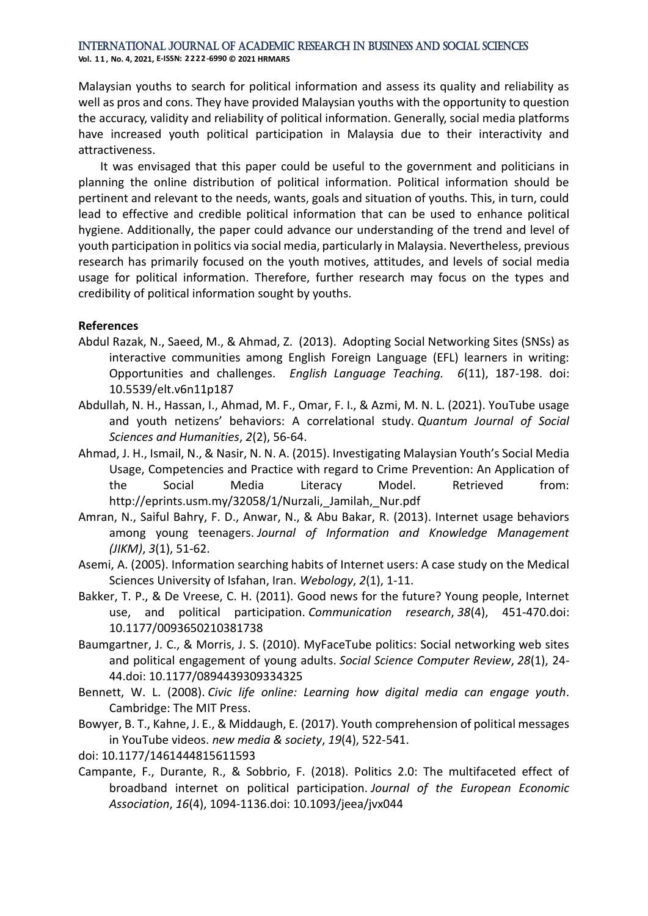Malaysian youths to search for political information and assess its quality and reliability as well as pros and cons. They have provided Malaysian youths with the opportunity to question the accuracy, validity and reliability of political information. Generally, social media platforms have increased youth political participation in Malaysia due to their interactivity and attractiveness.

It was envisaged that this paper could be useful to the government and politicians in planning the online distribution of political information. Political information should be pertinent and relevant to the needs, wants, goals and situation of youths. This, in turn, could lead to effective and credible political information that can be used to enhance political hygiene. Additionally, the paper could advance our understanding of the trend and level of youth participation in politics via social media, particularly in Malaysia. Nevertheless, previous research has primarily focused on the youth motives, attitudes, and levels of social media usage for political information. Therefore, further research may focus on the types and credibility of political information sought by youths.

**References**

Abdul Razak, N., Saeed, M., & Ahmad, Z. (2013). Adopting Social Networking Sites (SNSs) as interactive communities among English Foreign Language (EFL) learners in writing: Opportunities and challenges. *English Language Teaching. 6*(11), 187-198. doi: 10.5539/elt.v6n11p187

Abdullah, N. H., Hassan, I., Ahmad, M. F., Omar, F. I., & Azmi, M. N. L. (2021). YouTube usage and youth netizens' behaviors: A correlational study. *Quantum Journal of Social Sciences and Humanities*, *2*(2), 56-64.

Ahmad, J. H., Ismail, N., & Nasir, N. N. A. (2015). Investigating Malaysian Youth's Social Media Usage, Competencies and Practice with regard to Crime Prevention: An Application of the Social Media Literacy Model. Retrieved from: http://eprints.usm.my/32058/1/Nurzali,_Jamilah,_Nur.pdf

Amran, N., Saiful Bahry, F. D., Anwar, N., & Abu Bakar, R. (2013). Internet usage behaviors among young teenagers. *Journal of Information and Knowledge Management (JIKM)*, *3*(1), 51-62.

Asemi, A. (2005). Information searching habits of Internet users: A case study on the Medical Sciences University of Isfahan, Iran. *Webology*, *2*(1), 1-11.

Bakker, T. P., & De Vreese, C. H. (2011). Good news for the future? Young people, Internet use, and political participation. *Communication research*, *38*(4), 451-470.doi: 10.1177/0093650210381738

Baumgartner, J. C., & Morris, J. S. (2010). MyFaceTube politics: Social networking web sites and political engagement of young adults. *Social Science Computer Review*, *28*(1), 24-44.doi: 10.1177/0894439309334325

Bennett, W. L. (2008). *Civic life online: Learning how digital media can engage youth*. Cambridge: The MIT Press.

Bowyer, B. T., Kahne, J. E., & Middaugh, E. (2017). Youth comprehension of political messages in YouTube videos. *new media & society*, *19*(4), 522-541.
doi: 10.1177/1461444815611593

Campante, F., Durante, R., & Sobbrio, F. (2018). Politics 2.0: The multifaceted effect of broadband internet on political participation. *Journal of the European Economic Association*, *16*(4), 1094-1136.doi: 10.1093/jeea/jvx044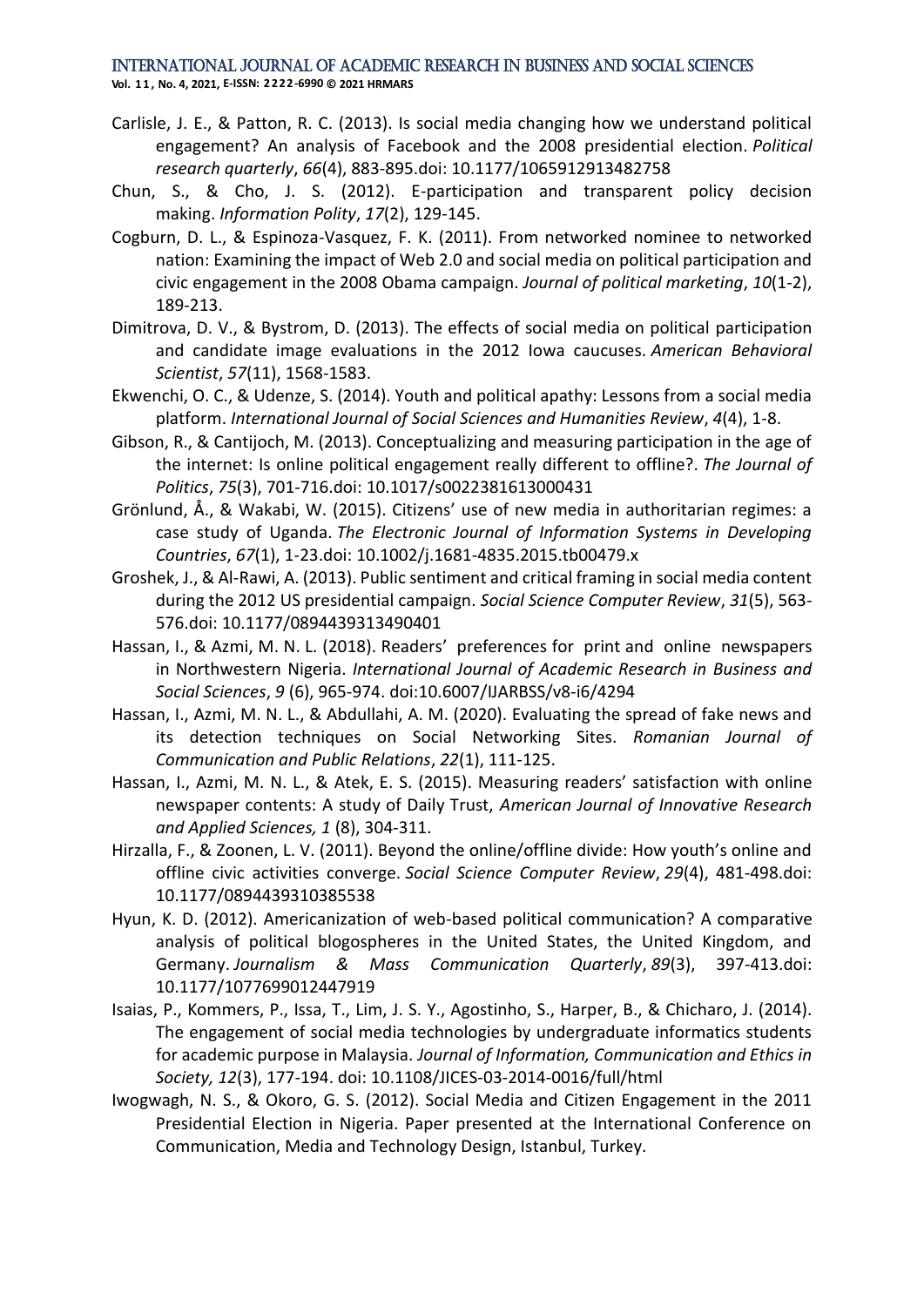Carlisle, J. E., & Patton, R. C. (2013). Is social media changing how we understand political engagement? An analysis of Facebook and the 2008 presidential election. *Political research quarterly*, *66*(4), 883-895.doi: 10.1177/1065912913482758

Chun, S., & Cho, J. S. (2012). E-participation and transparent policy decision making. *Information Polity*, *17*(2), 129-145.

Cogburn, D. L., & Espinoza-Vasquez, F. K. (2011). From networked nominee to networked nation: Examining the impact of Web 2.0 and social media on political participation and civic engagement in the 2008 Obama campaign. *Journal of political marketing*, *10*(1-2), 189-213.

Dimitrova, D. V., & Bystrom, D. (2013). The effects of social media on political participation and candidate image evaluations in the 2012 Iowa caucuses. *American Behavioral Scientist*, *57*(11), 1568-1583.

Ekwenchi, O. C., & Udenze, S. (2014). Youth and political apathy: Lessons from a social media platform. *International Journal of Social Sciences and Humanities Review*, *4*(4), 1-8.

Gibson, R., & Cantijoch, M. (2013). Conceptualizing and measuring participation in the age of the internet: Is online political engagement really different to offline?. *The Journal of Politics*, *75*(3), 701-716.doi: 10.1017/s0022381613000431

Grönlund, Å., & Wakabi, W. (2015). Citizens' use of new media in authoritarian regimes: a case study of Uganda. *The Electronic Journal of Information Systems in Developing Countries*, *67*(1), 1-23.doi: 10.1002/j.1681-4835.2015.tb00479.x

Groshek, J., & Al-Rawi, A. (2013). Public sentiment and critical framing in social media content during the 2012 US presidential campaign. *Social Science Computer Review*, *31*(5), 563-576.doi: 10.1177/0894439313490401

Hassan, I., & Azmi, M. N. L. (2018). Readers' preferences for print and online newspapers in Northwestern Nigeria. *International Journal of Academic Research in Business and Social Sciences*, *9* (6), 965-974. doi:10.6007/IJARBSS/v8-i6/4294

Hassan, I., Azmi, M. N. L., & Abdullahi, A. M. (2020). Evaluating the spread of fake news and its detection techniques on Social Networking Sites. *Romanian Journal of Communication and Public Relations*, *22*(1), 111-125.

Hassan, I., Azmi, M. N. L., & Atek, E. S. (2015). Measuring readers' satisfaction with online newspaper contents: A study of Daily Trust, *American Journal of Innovative Research and Applied Sciences, 1* (8), 304-311.

Hirzalla, F., & Zoonen, L. V. (2011). Beyond the online/offline divide: How youth's online and offline civic activities converge. *Social Science Computer Review*, *29*(4), 481-498.doi: 10.1177/0894439310385538

Hyun, K. D. (2012). Americanization of web-based political communication? A comparative analysis of political blogospheres in the United States, the United Kingdom, and Germany. *Journalism & Mass Communication Quarterly*, *89*(3), 397-413.doi: 10.1177/1077699012447919

Isaias, P., Kommers, P., Issa, T., Lim, J. S. Y., Agostinho, S., Harper, B., & Chicharo, J. (2014). The engagement of social media technologies by undergraduate informatics students for academic purpose in Malaysia. *Journal of Information, Communication and Ethics in Society, 12*(3), 177-194. doi: 10.1108/JICES-03-2014-0016/full/html

Iwogwagh, N. S., & Okoro, G. S. (2012). Social Media and Citizen Engagement in the 2011 Presidential Election in Nigeria. Paper presented at the International Conference on Communication, Media and Technology Design, Istanbul, Turkey.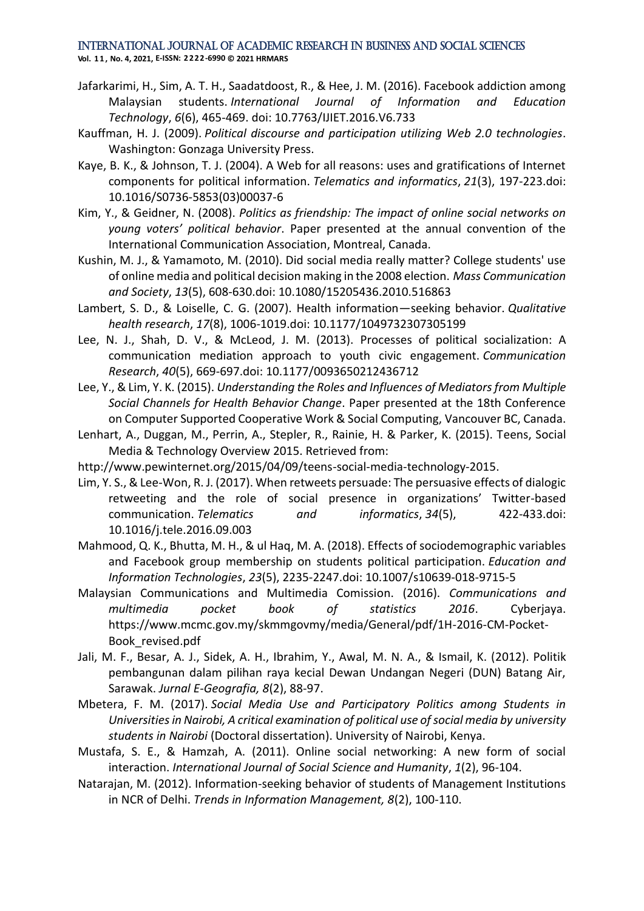Jafarkarimi, H., Sim, A. T. H., Saadatdoost, R., & Hee, J. M. (2016). Facebook addiction among Malaysian students. *International Journal of Information and Education Technology*, *6*(6), 465-469. doi: 10.7763/IJIET.2016.V6.733

Kauffman, H. J. (2009). *Political discourse and participation utilizing Web 2.0 technologies*. Washington: Gonzaga University Press.

Kaye, B. K., & Johnson, T. J. (2004). A Web for all reasons: uses and gratifications of Internet components for political information. *Telematics and informatics*, *21*(3), 197-223.doi: 10.1016/S0736-5853(03)00037-6

Kim, Y., & Geidner, N. (2008). *Politics as friendship: The impact of online social networks on young voters' political behavior*. Paper presented at the annual convention of the International Communication Association, Montreal, Canada.

Kushin, M. J., & Yamamoto, M. (2010). Did social media really matter? College students' use of online media and political decision making in the 2008 election. *Mass Communication and Society*, *13*(5), 608-630.doi: 10.1080/15205436.2010.516863

Lambert, S. D., & Loiselle, C. G. (2007). Health information—seeking behavior. *Qualitative health research*, *17*(8), 1006-1019.doi: 10.1177/1049732307305199

Lee, N. J., Shah, D. V., & McLeod, J. M. (2013). Processes of political socialization: A communication mediation approach to youth civic engagement. *Communication Research*, *40*(5), 669-697.doi: 10.1177/0093650212436712

Lee, Y., & Lim, Y. K. (2015). *Understanding the Roles and Influences of Mediators from Multiple Social Channels for Health Behavior Change*. Paper presented at the 18th Conference on Computer Supported Cooperative Work & Social Computing, Vancouver BC, Canada.

Lenhart, A., Duggan, M., Perrin, A., Stepler, R., Rainie, H. & Parker, K. (2015). Teens, Social Media & Technology Overview 2015. Retrieved from:
http://www.pewinternet.org/2015/04/09/teens-social-media-technology-2015.

Lim, Y. S., & Lee-Won, R. J. (2017). When retweets persuade: The persuasive effects of dialogic retweeting and the role of social presence in organizations' Twitter-based communication. *Telematics and informatics*, *34*(5), 422-433.doi: 10.1016/j.tele.2016.09.003

Mahmood, Q. K., Bhutta, M. H., & ul Haq, M. A. (2018). Effects of sociodemographic variables and Facebook group membership on students political participation. *Education and Information Technologies*, *23*(5), 2235-2247.doi: 10.1007/s10639-018-9715-5

Malaysian Communications and Multimedia Comission. (2016). *Communications and multimedia pocket book of statistics 2016*. Cyberjaya. https://www.mcmc.gov.my/skmmgovmy/media/General/pdf/1H-2016-CM-Pocket-Book_revised.pdf

Jali, M. F., Besar, A. J., Sidek, A. H., Ibrahim, Y., Awal, M. N. A., & Ismail, K. (2012). Politik pembangunan dalam pilihan raya kecial Dewan Undangan Negeri (DUN) Batang Air, Sarawak. *Jurnal E-Geografia, 8*(2), 88-97.

Mbetera, F. M. (2017). *Social Media Use and Participatory Politics among Students in Universities in Nairobi, A critical examination of political use of social media by university students in Nairobi* (Doctoral dissertation). University of Nairobi, Kenya.

Mustafa, S. E., & Hamzah, A. (2011). Online social networking: A new form of social interaction. *International Journal of Social Science and Humanity*, *1*(2), 96-104.

Natarajan, M. (2012). Information-seeking behavior of students of Management Institutions in NCR of Delhi. *Trends in Information Management, 8*(2), 100-110.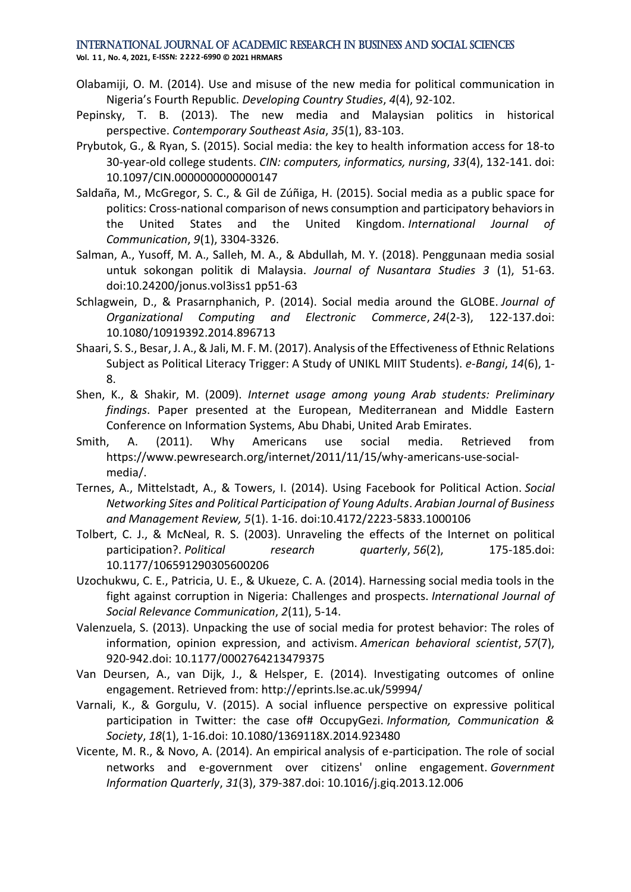Olabamiji, O. M. (2014). Use and misuse of the new media for political communication in Nigeria's Fourth Republic. *Developing Country Studies*, *4*(4), 92-102.

Pepinsky, T. B. (2013). The new media and Malaysian politics in historical perspective. *Contemporary Southeast Asia*, *35*(1), 83-103.

Prybutok, G., & Ryan, S. (2015). Social media: the key to health information access for 18-to 30-year-old college students. *CIN: computers, informatics, nursing*, *33*(4), 132-141. doi: 10.1097/CIN.0000000000000147

Saldaña, M., McGregor, S. C., & Gil de Zúñiga, H. (2015). Social media as a public space for politics: Cross-national comparison of news consumption and participatory behaviors in the United States and the United Kingdom. *International Journal of Communication*, *9*(1), 3304-3326.

Salman, A., Yusoff, M. A., Salleh, M. A., & Abdullah, M. Y. (2018). Penggunaan media sosial untuk sokongan politik di Malaysia. *Journal of Nusantara Studies 3* (1), 51-63. doi:10.24200/jonus.vol3iss1 pp51-63

Schlagwein, D., & Prasarnphanich, P. (2014). Social media around the GLOBE. *Journal of Organizational Computing and Electronic Commerce*, *24*(2-3), 122-137.doi: 10.1080/10919392.2014.896713

Shaari, S. S., Besar, J. A., & Jali, M. F. M. (2017). Analysis of the Effectiveness of Ethnic Relations Subject as Political Literacy Trigger: A Study of UNIKL MIIT Students). *e-Bangi*, *14*(6), 1-8.

Shen, K., & Shakir, M. (2009). *Internet usage among young Arab students: Preliminary findings*. Paper presented at the European, Mediterranean and Middle Eastern Conference on Information Systems, Abu Dhabi, United Arab Emirates.

Smith, A. (2011). Why Americans use social media. Retrieved from https://www.pewresearch.org/internet/2011/11/15/why-americans-use-social-media/.

Ternes, A., Mittelstadt, A., & Towers, I. (2014). Using Facebook for Political Action. *Social Networking Sites and Political Participation of Young Adults*. *Arabian Journal of Business and Management Review, 5*(1). 1-16. doi:10.4172/2223-5833.1000106

Tolbert, C. J., & McNeal, R. S. (2003). Unraveling the effects of the Internet on political participation?. *Political research quarterly*, *56*(2), 175-185.doi: 10.1177/106591290305600206

Uzochukwu, C. E., Patricia, U. E., & Ukueze, C. A. (2014). Harnessing social media tools in the fight against corruption in Nigeria: Challenges and prospects. *International Journal of Social Relevance Communication*, *2*(11), 5-14.

Valenzuela, S. (2013). Unpacking the use of social media for protest behavior: The roles of information, opinion expression, and activism. *American behavioral scientist*, *57*(7), 920-942.doi: 10.1177/0002764213479375

Van Deursen, A., van Dijk, J., & Helsper, E. (2014). Investigating outcomes of online engagement. Retrieved from: http://eprints.lse.ac.uk/59994/

Varnali, K., & Gorgulu, V. (2015). A social influence perspective on expressive political participation in Twitter: the case of# OccupyGezi. *Information, Communication & Society*, *18*(1), 1-16.doi: 10.1080/1369118X.2014.923480

Vicente, M. R., & Novo, A. (2014). An empirical analysis of e-participation. The role of social networks and e-government over citizens' online engagement. *Government Information Quarterly*, *31*(3), 379-387.doi: 10.1016/j.giq.2013.12.006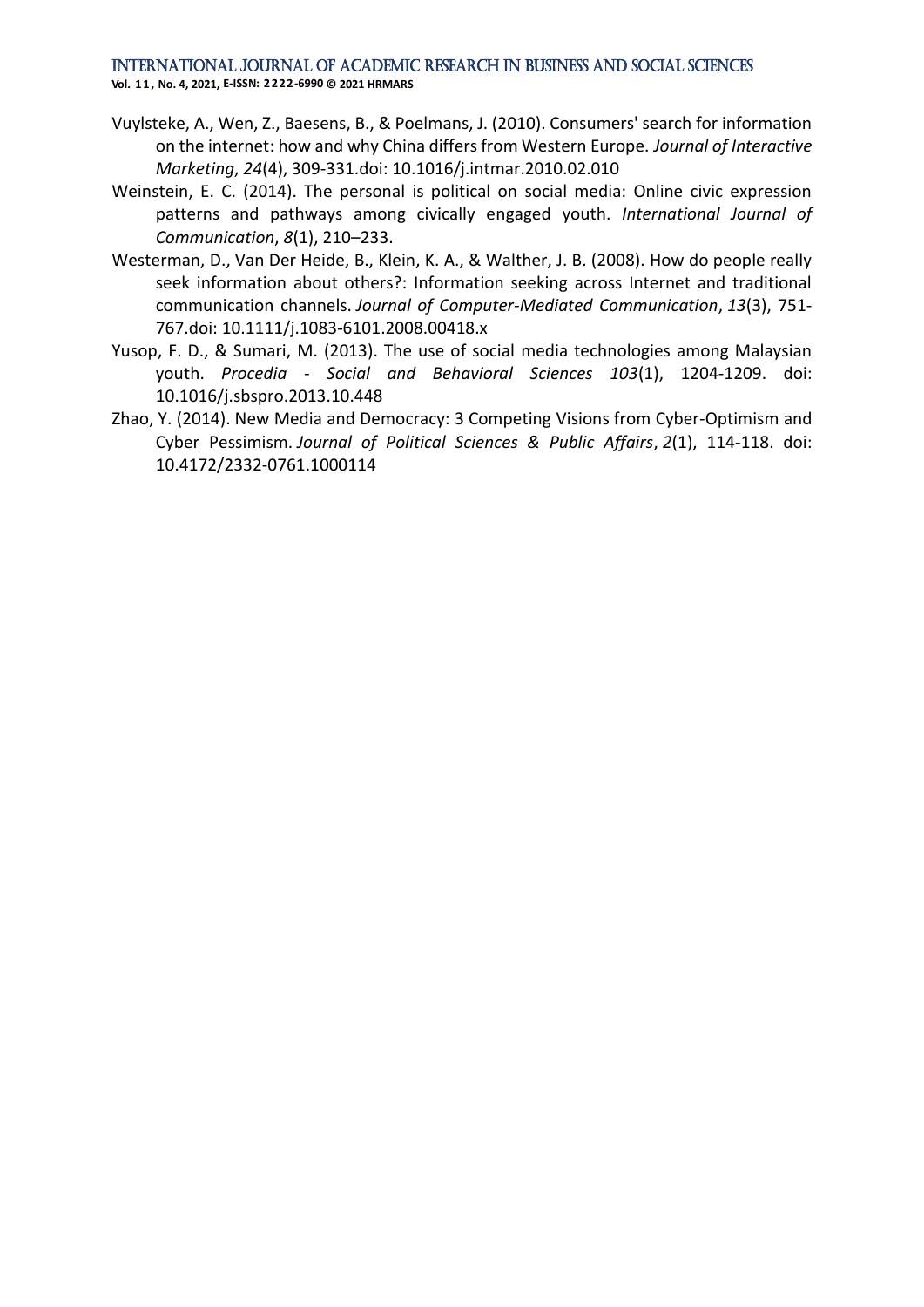Vuylsteke, A., Wen, Z., Baesens, B., & Poelmans, J. (2010). Consumers' search for information on the internet: how and why China differs from Western Europe. *Journal of Interactive Marketing*, *24*(4), 309-331.doi: 10.1016/j.intmar.2010.02.010

Weinstein, E. C. (2014). The personal is political on social media: Online civic expression patterns and pathways among civically engaged youth. *International Journal of Communication*, *8*(1), 210–233.

Westerman, D., Van Der Heide, B., Klein, K. A., & Walther, J. B. (2008). How do people really seek information about others?: Information seeking across Internet and traditional communication channels. *Journal of Computer-Mediated Communication*, *13*(3), 751-767.doi: 10.1111/j.1083-6101.2008.00418.x

Yusop, F. D., & Sumari, M. (2013). The use of social media technologies among Malaysian youth. *Procedia - Social and Behavioral Sciences 103*(1), 1204-1209. doi: 10.1016/j.sbspro.2013.10.448

Zhao, Y. (2014). New Media and Democracy: 3 Competing Visions from Cyber-Optimism and Cyber Pessimism. *Journal of Political Sciences & Public Affairs*, *2*(1), 114-118. doi: 10.4172/2332-0761.1000114